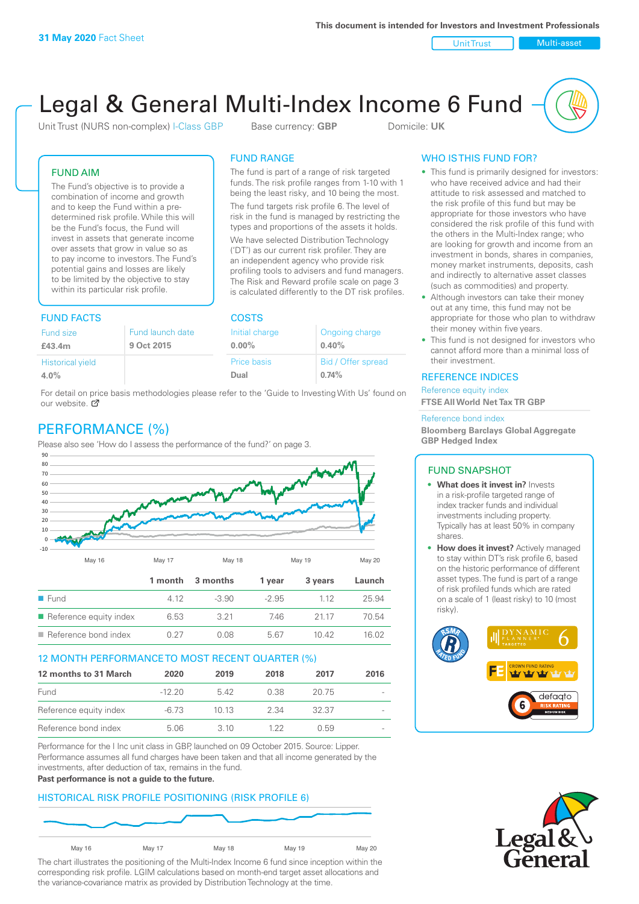**31 May 2020** Fact Sheet

This document is intended for Investors and Investment Professionals

Unit Trust | Multi-asset

# Legal & General Multi-Index Income 6 Fund

Unit Trust (NURS non-complex) I-Class GBP | Base currency: **GBP** | Domicile: **UK**

## FUND AIM

The Fund's objective is to provide a combination of income and growth and to keep the Fund within a pre-determined risk profile. While this will be the Fund's focus, the Fund will invest in assets that generate income over assets that grow in value so as to pay income to investors. The Fund's potential gains and losses are likely to be limited by the objective to stay within its particular risk profile.

## FUND RANGE

The fund is part of a range of risk targeted funds. The risk profile ranges from 1-10 with 1 being the least risky, and 10 being the most.

The fund targets risk profile 6. The level of risk in the fund is managed by restricting the types and proportions of the assets it holds.

We have selected Distribution Technology ('DT') as our current risk profiler. They are an independent agency who provide risk profiling tools to advisers and fund managers. The Risk and Reward profile scale on page 3 is calculated differently to the DT risk profiles.

## WHO IS THIS FUND FOR?

- This fund is primarily designed for investors: who have received advice and had their attitude to risk assessed and matched to the risk profile of this fund but may be appropriate for those investors who have considered the risk profile of this fund with the others in the Multi-Index range; who are looking for growth and income from an investment in bonds, shares in companies, money market instruments, deposits, cash and indirectly to alternative asset classes (such as commodities) and property.
- Although investors can take their money out at any time, this fund may not be appropriate for those who plan to withdraw their money within five years.
- This fund is not designed for investors who cannot afford more than a minimal loss of their investment.

## FUND FACTS

| Fund size | Fund launch date |
|---|---|
| **£43.4m** | **9 Oct 2015** |
| Historical yield | |
| **4.0%** | |

## COSTS

| Initial charge | Ongoing charge |
|---|---|
| **0.00%** | **0.40%** |
| Price basis | Bid / Offer spread |
| **Dual** | **0.74%** |

For detail on price basis methodologies please refer to the 'Guide to Investing With Us' found on our website.

## REFERENCE INDICES

Reference equity index
**FTSE All World Net Tax TR GBP**

Reference bond index
**Bloomberg Barclays Global Aggregate GBP Hedged Index**

## PERFORMANCE (%)

Please also see 'How do I assess the performance of the fund?' on page 3.

| | 1 month | 3 months | 1 year | 3 years | Launch |
|---|---|---|---|---|---|
| Fund | 4.12 | -3.90 | -2.95 | 1.12 | 25.94 |
| Reference equity index | 6.53 | 3.21 | 7.46 | 21.17 | 70.54 |
| Reference bond index | 0.27 | 0.08 | 5.67 | 10.42 | 16.02 |

## 12 MONTH PERFORMANCE TO MOST RECENT QUARTER (%)

| 12 months to 31 March | 2020 | 2019 | 2018 | 2017 | 2016 |
|---|---|---|---|---|---|
| Fund | -12.20 | 5.42 | 0.38 | 20.75 | - |
| Reference equity index | -6.73 | 10.13 | 2.34 | 32.37 | - |
| Reference bond index | 5.06 | 3.10 | 1.22 | 0.59 | - |

Performance for the I Inc unit class in GBP, launched on 09 October 2015. Source: Lipper. Performance assumes all fund charges have been taken and that all income generated by the investments, after deduction of tax, remains in the fund.

**Past performance is not a guide to the future.**

## FUND SNAPSHOT

- **What does it invest in?** Invests in a risk-profile targeted range of index tracker funds and individual investments including property. Typically has at least 50% in company shares.
- **How does it invest?** Actively managed to stay within DT's risk profile 6, based on the historic performance of different asset types. The fund is part of a range of risk profiled funds which are rated on a scale of 1 (least risky) to 10 (most risky).

## HISTORICAL RISK PROFILE POSITIONING (RISK PROFILE 6)

The chart illustrates the positioning of the Multi-Index Income 6 fund since inception within the corresponding risk profile. LGIM calculations based on month-end target asset allocations and the variance-covariance matrix as provided by Distribution Technology at the time.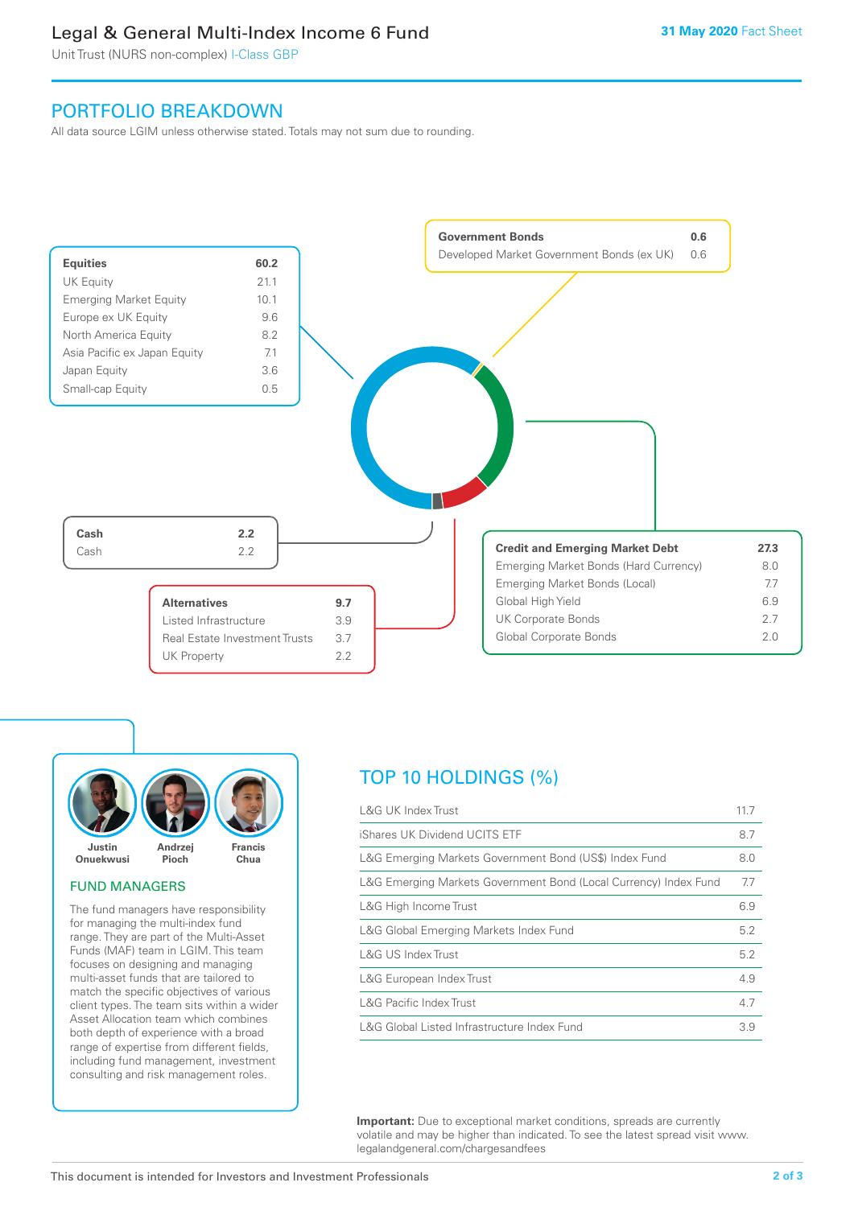# Legal & General Multi-Index Income 6 Fund

Unit Trust (NURS non-complex) I-Class GBP

31 May 2020 Fact Sheet

## PORTFOLIO BREAKDOWN

All data source LGIM unless otherwise stated. Totals may not sum due to rounding.

| Equities | 60.2 |
|---|---|
| UK Equity | 21.1 |
| Emerging Market Equity | 10.1 |
| Europe ex UK Equity | 9.6 |
| North America Equity | 8.2 |
| Asia Pacific ex Japan Equity | 7.1 |
| Japan Equity | 3.6 |
| Small-cap Equity | 0.5 |

| Government Bonds | 0.6 |
|---|---|
| Developed Market Government Bonds (ex UK) | 0.6 |

| Cash | 2.2 |
|---|---|
| Cash | 2.2 |

| Credit and Emerging Market Debt | 27.3 |
|---|---|
| Emerging Market Bonds (Hard Currency) | 8.0 |
| Emerging Market Bonds (Local) | 7.7 |
| Global High Yield | 6.9 |
| UK Corporate Bonds | 2.7 |
| Global Corporate Bonds | 2.0 |

| Alternatives | 9.7 |
|---|---|
| Listed Infrastructure | 3.9 |
| Real Estate Investment Trusts | 3.7 |
| UK Property | 2.2 |

Justin Onuekwusi, Andrzej Pioch, Francis Chua

### FUND MANAGERS

The fund managers have responsibility for managing the multi-index fund range. They are part of the Multi-Asset Funds (MAF) team in LGIM. This team focuses on designing and managing multi-asset funds that are tailored to match the specific objectives of various client types. The team sits within a wider Asset Allocation team which combines both depth of experience with a broad range of expertise from different fields, including fund management, investment consulting and risk management roles.

## TOP 10 HOLDINGS (%)

| Holding | % |
|---|---|
| L&G UK Index Trust | 11.7 |
| iShares UK Dividend UCITS ETF | 8.7 |
| L&G Emerging Markets Government Bond (US$) Index Fund | 8.0 |
| L&G Emerging Markets Government Bond (Local Currency) Index Fund | 7.7 |
| L&G High Income Trust | 6.9 |
| L&G Global Emerging Markets Index Fund | 5.2 |
| L&G US Index Trust | 5.2 |
| L&G European Index Trust | 4.9 |
| L&G Pacific Index Trust | 4.7 |
| L&G Global Listed Infrastructure Index Fund | 3.9 |

**Important:** Due to exceptional market conditions, spreads are currently volatile and may be higher than indicated. To see the latest spread visit www.legalandgeneral.com/chargesandfees

This document is intended for Investors and Investment Professionals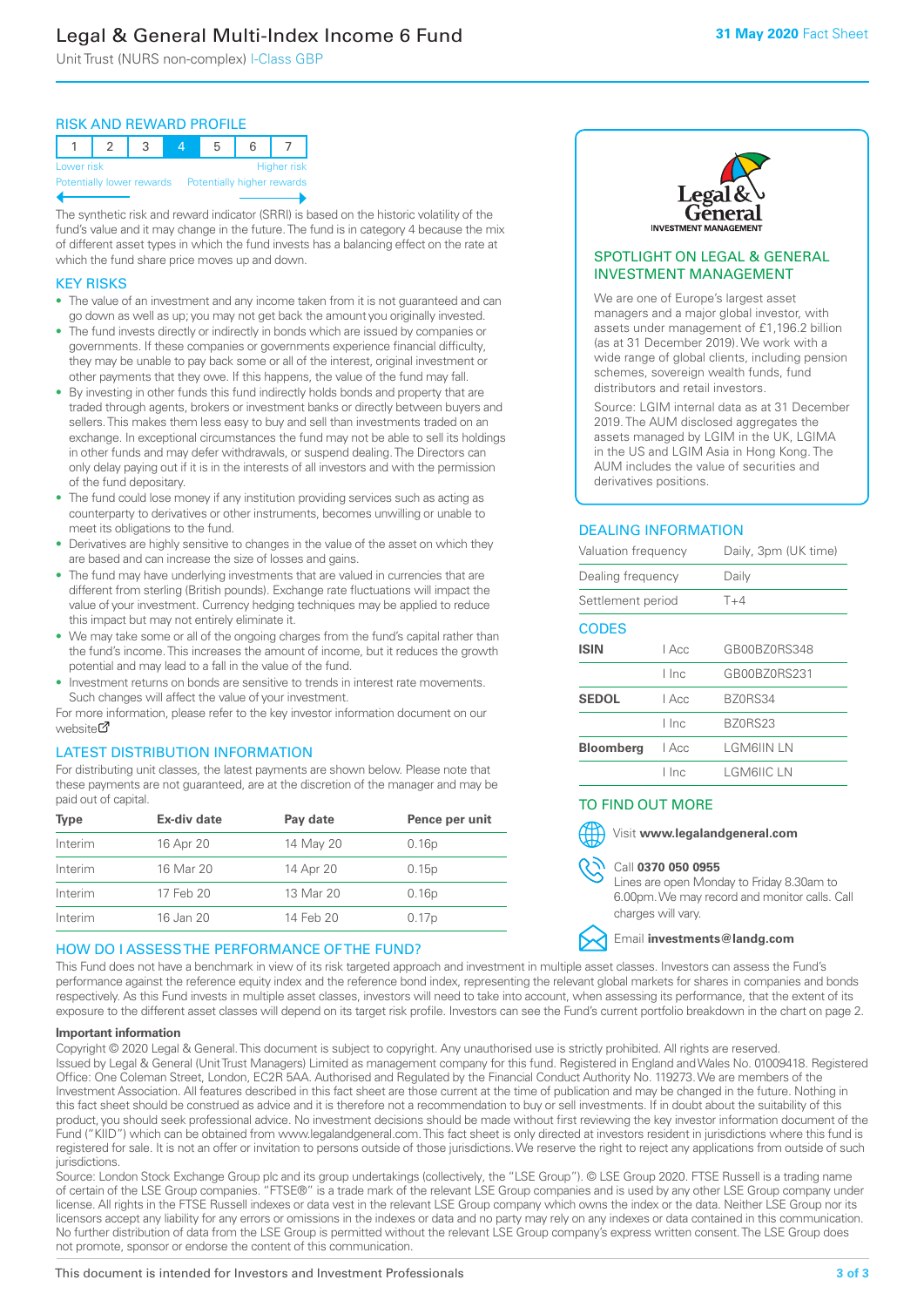# Legal & General Multi-Index Income 6 Fund

Unit Trust (NURS non-complex) I-Class GBP

**31 May 2020** Fact Sheet

## RISK AND REWARD PROFILE

| 1 | 2 | 3 | 4 | 5 | 6 | 7 |
|---|---|---|---|---|---|---|

Lower risk — Higher risk

Potentially lower rewards — Potentially higher rewards

The synthetic risk and reward indicator (SRRI) is based on the historic volatility of the fund's value and it may change in the future. The fund is in category 4 because the mix of different asset types in which the fund invests has a balancing effect on the rate at which the fund share price moves up and down.

## KEY RISKS

- The value of an investment and any income taken from it is not guaranteed and can go down as well as up; you may not get back the amount you originally invested.
- The fund invests directly or indirectly in bonds which are issued by companies or governments. If these companies or governments experience financial difficulty, they may be unable to pay back some or all of the interest, original investment or other payments that they owe. If this happens, the value of the fund may fall.
- By investing in other funds this fund indirectly holds bonds and property that are traded through agents, brokers or investment banks or directly between buyers and sellers. This makes them less easy to buy and sell than investments traded on an exchange. In exceptional circumstances the fund may not be able to sell its holdings in other funds and may defer withdrawals, or suspend dealing. The Directors can only delay paying out if it is in the interests of all investors and with the permission of the fund depositary.
- The fund could lose money if any institution providing services such as acting as counterparty to derivatives or other instruments, becomes unwilling or unable to meet its obligations to the fund.
- Derivatives are highly sensitive to changes in the value of the asset on which they are based and can increase the size of losses and gains.
- The fund may have underlying investments that are valued in currencies that are different from sterling (British pounds). Exchange rate fluctuations will impact the value of your investment. Currency hedging techniques may be applied to reduce this impact but may not entirely eliminate it.
- We may take some or all of the ongoing charges from the fund's capital rather than the fund's income. This increases the amount of income, but it reduces the growth potential and may lead to a fall in the value of the fund.
- Investment returns on bonds are sensitive to trends in interest rate movements. Such changes will affect the value of your investment.

For more information, please refer to the key investor information document on our website

## LATEST DISTRIBUTION INFORMATION

For distributing unit classes, the latest payments are shown below. Please note that these payments are not guaranteed, are at the discretion of the manager and may be paid out of capital.

| Type | Ex-div date | Pay date | Pence per unit |
|---|---|---|---|
| Interim | 16 Apr 20 | 14 May 20 | 0.16p |
| Interim | 16 Mar 20 | 14 Apr 20 | 0.15p |
| Interim | 17 Feb 20 | 13 Mar 20 | 0.16p |
| Interim | 16 Jan 20 | 14 Feb 20 | 0.17p |

## SPOTLIGHT ON LEGAL & GENERAL INVESTMENT MANAGEMENT

We are one of Europe's largest asset managers and a major global investor, with assets under management of £1,196.2 billion (as at 31 December 2019). We work with a wide range of global clients, including pension schemes, sovereign wealth funds, fund distributors and retail investors.

Source: LGIM internal data as at 31 December 2019. The AUM disclosed aggregates the assets managed by LGIM in the UK, LGIMA in the US and LGIM Asia in Hong Kong. The AUM includes the value of securities and derivatives positions.

## DEALING INFORMATION

| | |
|---|---|
| Valuation frequency | Daily, 3pm (UK time) |
| Dealing frequency | Daily |
| Settlement period | T+4 |

## CODES

| | | |
|---|---|---|
| **ISIN** | I Acc | GB00BZ0RS348 |
| | I Inc | GB00BZ0RS231 |
| **SEDOL** | I Acc | BZ0RS34 |
| | I Inc | BZ0RS23 |
| **Bloomberg** | I Acc | LGM6IIN LN |
| | I Inc | LGM6IIC LN |

## TO FIND OUT MORE

Visit **www.legalandgeneral.com**

Call **0370 050 0955**
Lines are open Monday to Friday 8.30am to 6.00pm. We may record and monitor calls. Call charges will vary.

Email **investments@landg.com**

## HOW DO I ASSESS THE PERFORMANCE OF THE FUND?

This Fund does not have a benchmark in view of its risk targeted approach and investment in multiple asset classes. Investors can assess the Fund's performance against the reference equity index and the reference bond index, representing the relevant global markets for shares in companies and bonds respectively. As this Fund invests in multiple asset classes, investors will need to take into account, when assessing its performance, that the extent of its exposure to the different asset classes will depend on its target risk profile. Investors can see the Fund's current portfolio breakdown in the chart on page 2.

### Important information

Copyright © 2020 Legal & General. This document is subject to copyright. Any unauthorised use is strictly prohibited. All rights are reserved.

Issued by Legal & General (Unit Trust Managers) Limited as management company for this fund. Registered in England and Wales No. 01009418. Registered Office: One Coleman Street, London, EC2R 5AA. Authorised and Regulated by the Financial Conduct Authority No. 119273. We are members of the Investment Association. All features described in this fact sheet are those current at the time of publication and may be changed in the future. Nothing in this fact sheet should be construed as advice and it is therefore not a recommendation to buy or sell investments. If in doubt about the suitability of this product, you should seek professional advice. No investment decisions should be made without first reviewing the key investor information document of the Fund ("KIID") which can be obtained from www.legalandgeneral.com. This fact sheet is only directed at investors resident in jurisdictions where this fund is registered for sale. It is not an offer or invitation to persons outside of those jurisdictions. We reserve the right to reject any applications from outside of such jurisdictions.

Source: London Stock Exchange Group plc and its group undertakings (collectively, the "LSE Group"). © LSE Group 2020. FTSE Russell is a trading name of certain of the LSE Group companies. "FTSE®" is a trade mark of the relevant LSE Group companies and is used by any other LSE Group company under license. All rights in the FTSE Russell indexes or data vest in the relevant LSE Group company which owns the index or the data. Neither LSE Group nor its licensors accept any liability for any errors or omissions in the indexes or data and no party may rely on any indexes or data contained in this communication. No further distribution of data from the LSE Group is permitted without the relevant LSE Group company's express written consent. The LSE Group does not promote, sponsor or endorse the content of this communication.

This document is intended for Investors and Investment Professionals